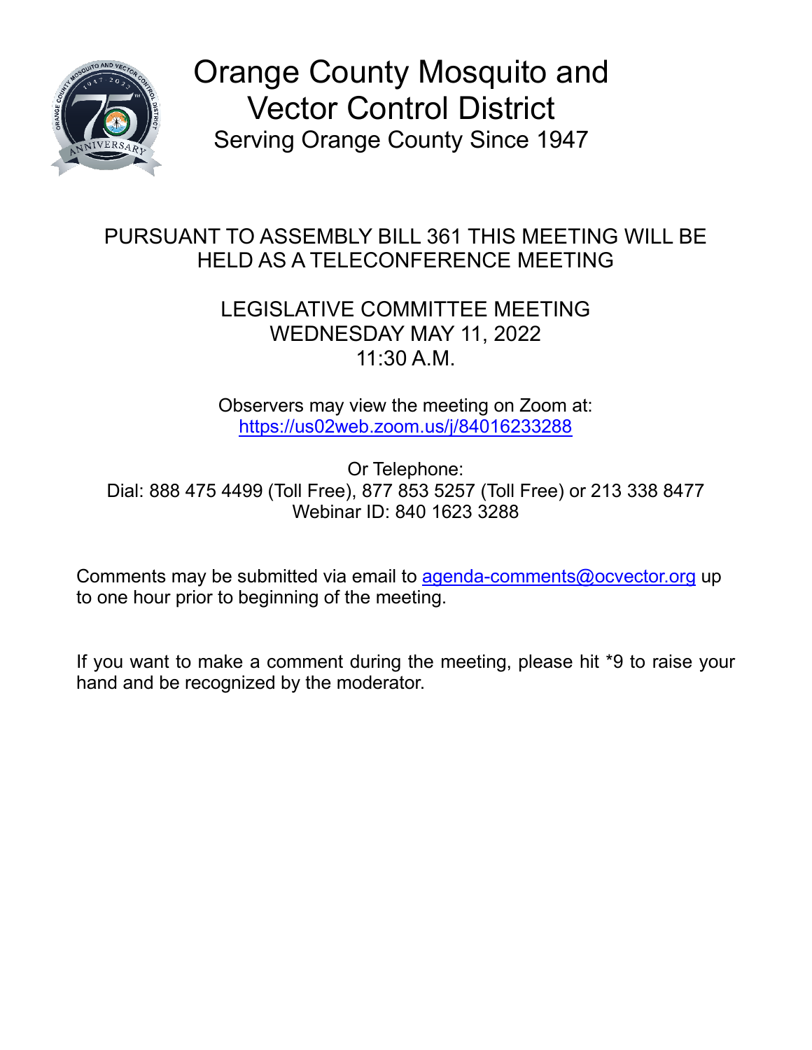# Orange County Mosquito and Vector Control District

Serving Orange County Since 1947

PURSUANT TO ASSEMBLY BILL 361 THIS MEETING WILL BE HELD AS A TELECONFERENCE MEETING

## LEGISLATIVE COMMITTEE MEETING
## WEDNESDAY MAY 11, 2022
## 11:30 A.M.

Observers may view the meeting on Zoom at:
https://us02web.zoom.us/j/84016233288

Or Telephone:
Dial: 888 475 4499 (Toll Free), 877 853 5257 (Toll Free) or 213 338 8477
Webinar ID: 840 1623 3288

Comments may be submitted via email to agenda-comments@ocvector.org up to one hour prior to beginning of the meeting.

If you want to make a comment during the meeting, please hit *9 to raise your hand and be recognized by the moderator.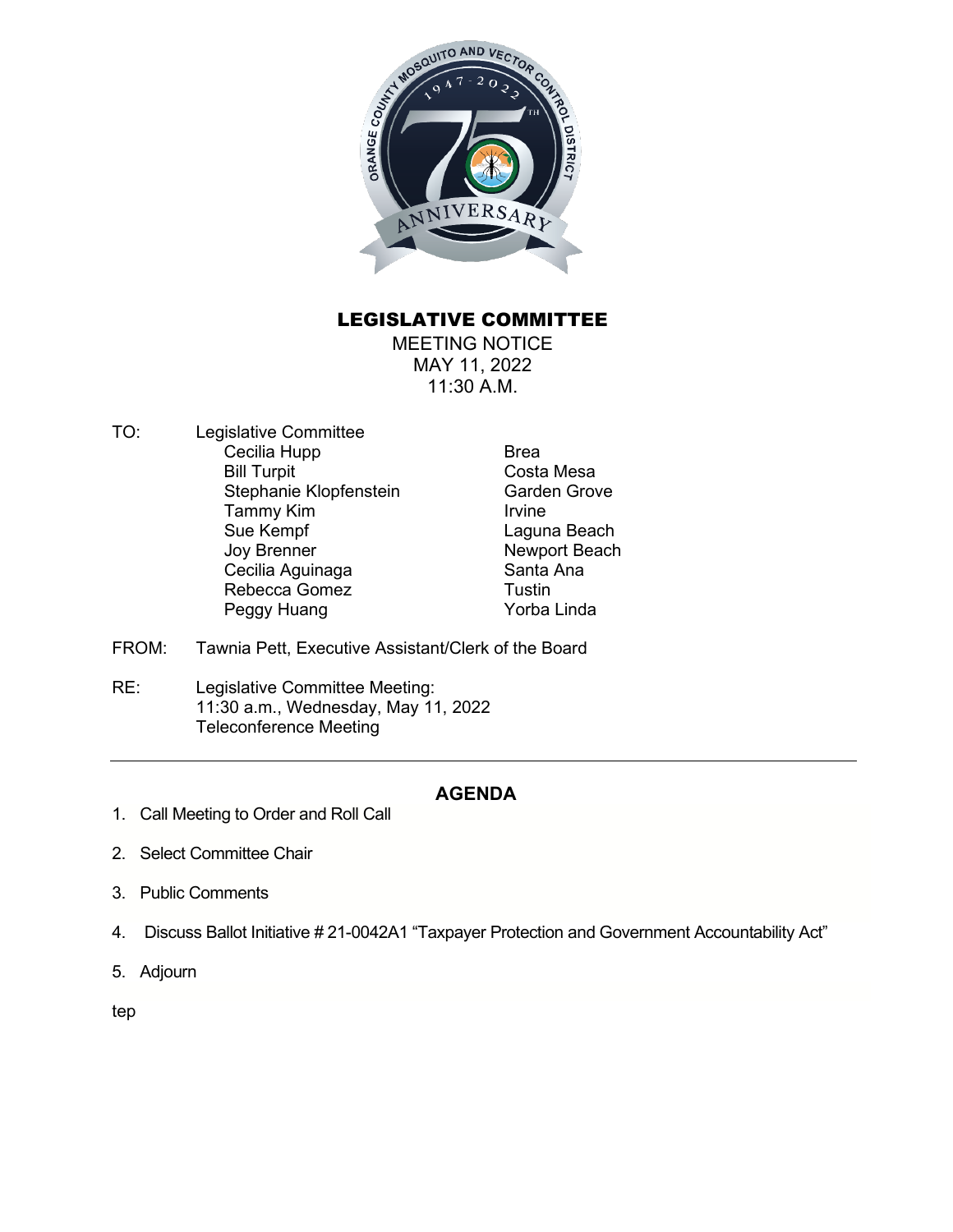## LEGISLATIVE COMMITTEE

MEETING NOTICE
MAY 11, 2022
11:30 A.M.

TO: Legislative Committee

| | |
|---|---|
| Cecilia Hupp | Brea |
| Bill Turpit | Costa Mesa |
| Stephanie Klopfenstein | Garden Grove |
| Tammy Kim | Irvine |
| Sue Kempf | Laguna Beach |
| Joy Brenner | Newport Beach |
| Cecilia Aguinaga | Santa Ana |
| Rebecca Gomez | Tustin |
| Peggy Huang | Yorba Linda |

FROM: Tawnia Pett, Executive Assistant/Clerk of the Board

RE: Legislative Committee Meeting:
11:30 a.m., Wednesday, May 11, 2022
Teleconference Meeting

---

### AGENDA

1. Call Meeting to Order and Roll Call
2. Select Committee Chair
3. Public Comments
4. Discuss Ballot Initiative # 21-0042A1 "Taxpayer Protection and Government Accountability Act"
5. Adjourn

tep